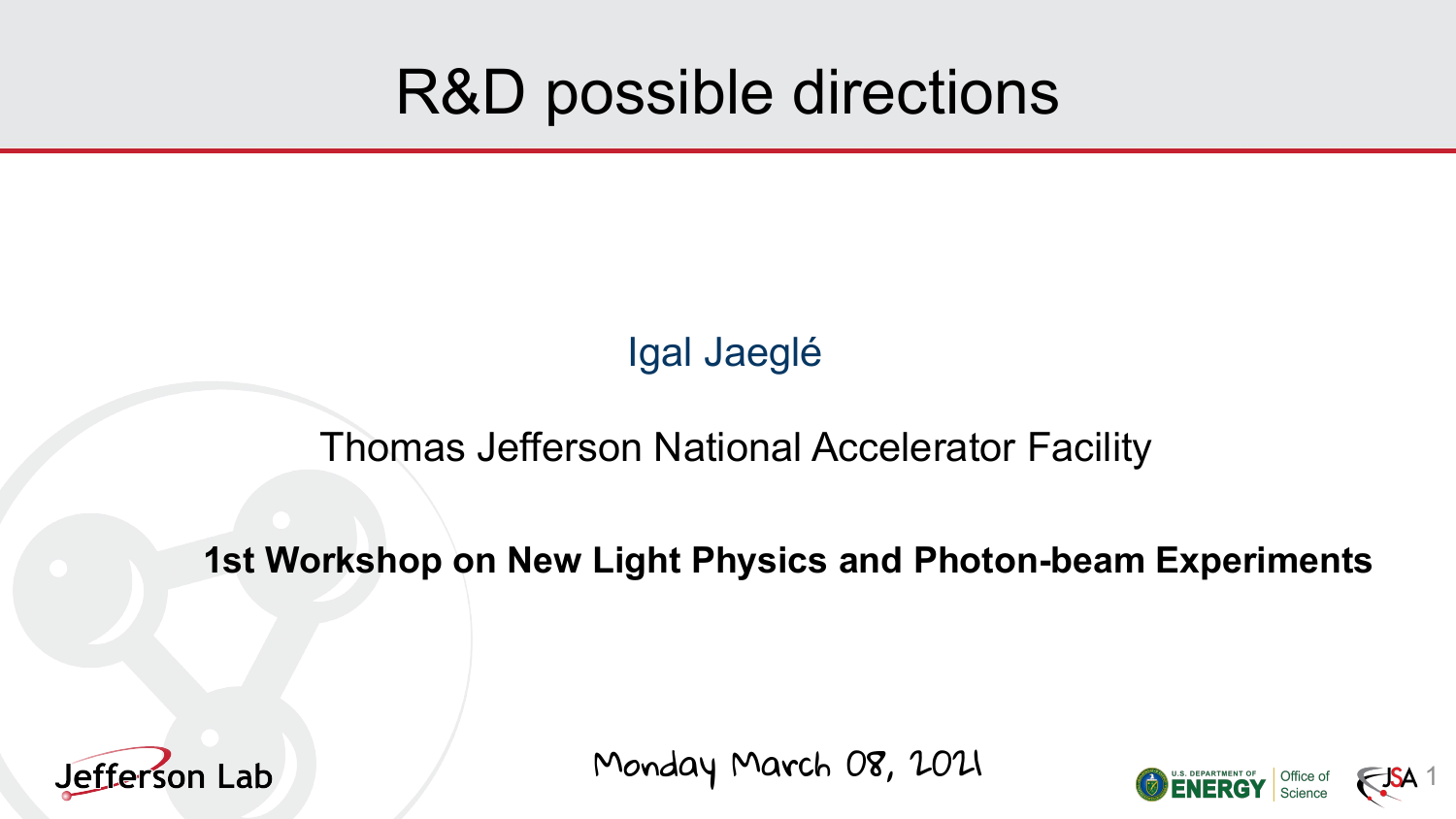# R&D possible directions

Igal Jaeglé

Thomas Jefferson National Accelerator Facility

**1st Workshop on New Light Physics and Photon-beam Experiments**

Monday March 08, 2021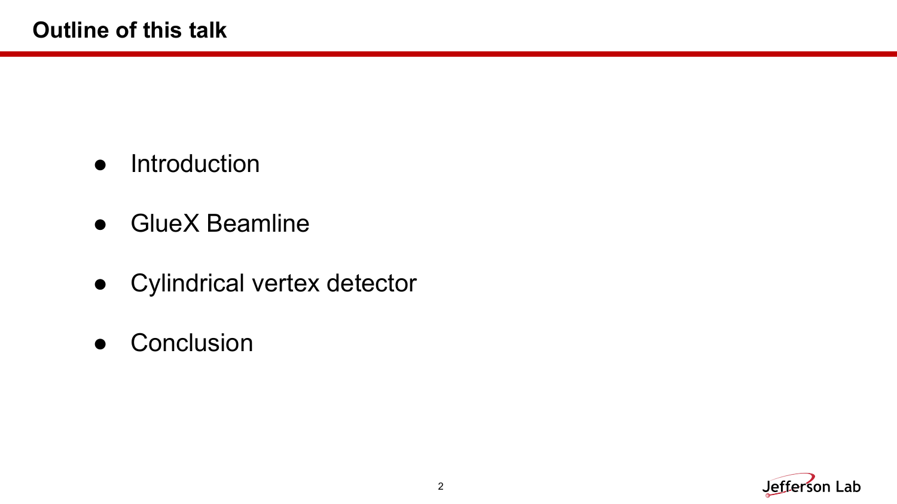## Outline of this talk

- Introduction
- GlueX Beamline
- Cylindrical vertex detector
- Conclusion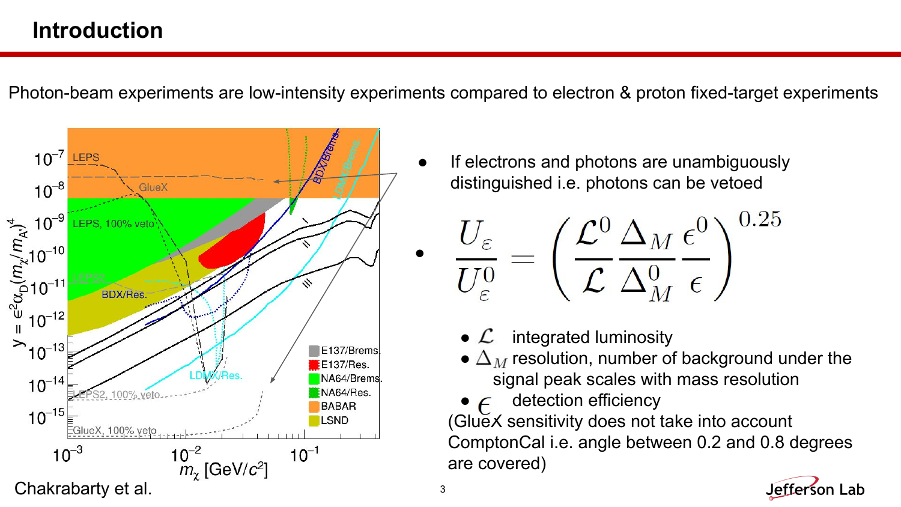# Introduction

Photon-beam experiments are low-intensity experiments compared to electron & proton fixed-target experiments

- If electrons and photons are unambiguously distinguished i.e. photons can be vetoed

- $$\frac{U_\varepsilon}{U_\varepsilon^0} = \left( \frac{\mathcal{L}^0}{\mathcal{L}} \frac{\Delta_M}{\Delta_M^0} \frac{\epsilon^0}{\epsilon} \right)^{0.25}$$

  - $\mathcal{L}$ integrated luminosity
  - $\Delta_M$ resolution, number of background under the signal peak scales with mass resolution
  - $\epsilon$ detection efficiency

(GlueX sensitivity does not take into account ComptonCal i.e. angle between 0.2 and 0.8 degrees are covered)

Chakrabarty et al.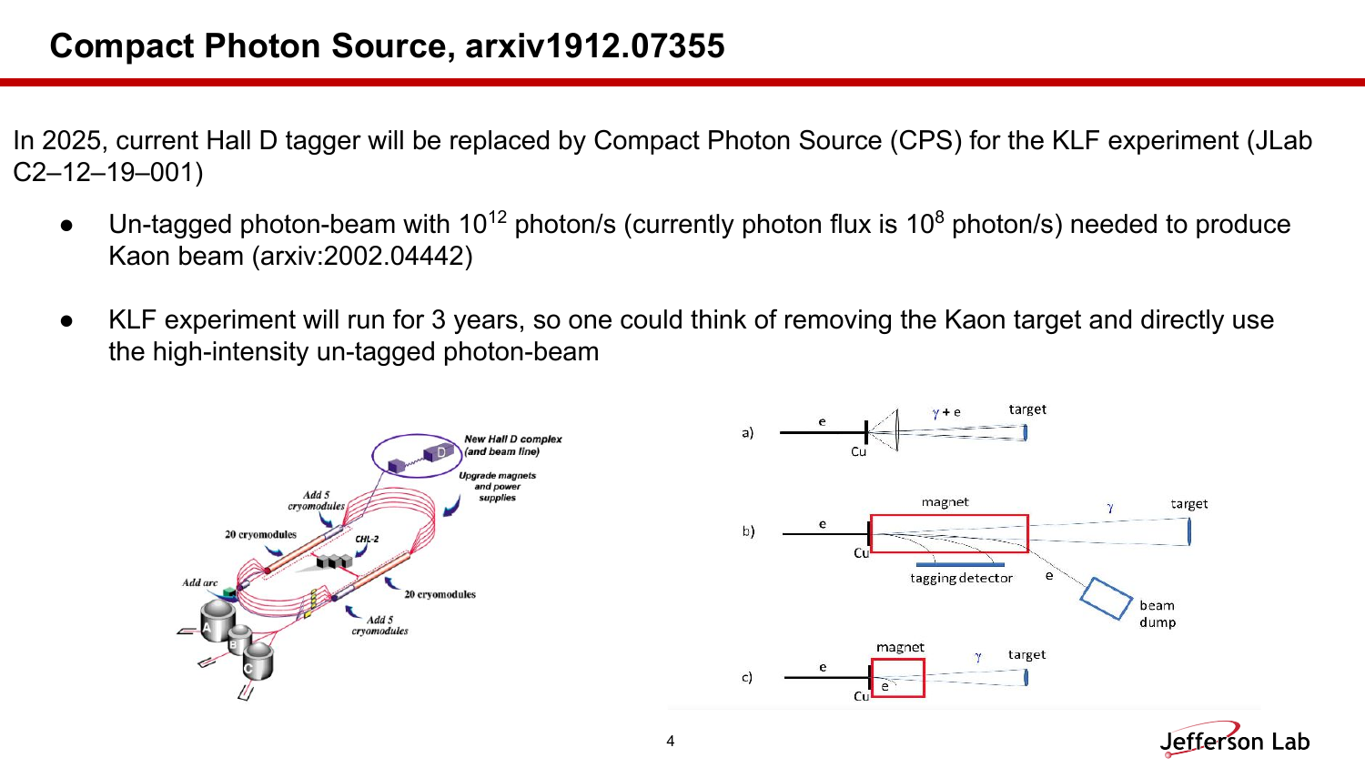# Compact Photon Source, arxiv1912.07355

In 2025, current Hall D tagger will be replaced by Compact Photon Source (CPS) for the KLF experiment (JLab C2–12–19–001)

- Un-tagged photon-beam with $10^{12}$ photon/s (currently photon flux is $10^{8}$ photon/s) needed to produce Kaon beam (arxiv:2002.04442)
- KLF experiment will run for 3 years, so one could think of removing the Kaon target and directly use the high-intensity un-tagged photon-beam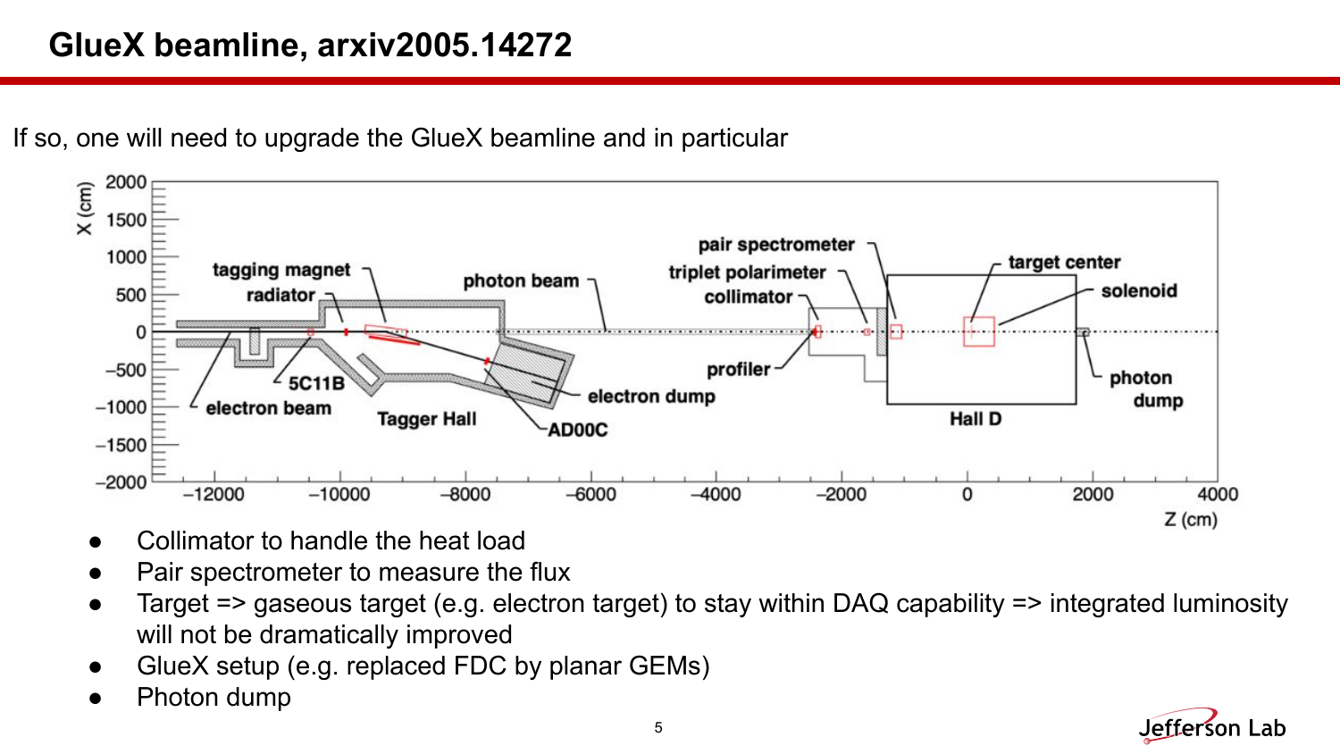# GlueX beamline, arxiv2005.14272

If so, one will need to upgrade the GlueX beamline and in particular

- Collimator to handle the heat load
- Pair spectrometer to measure the flux
- Target => gaseous target (e.g. electron target) to stay within DAQ capability => integrated luminosity will not be dramatically improved
- GlueX setup (e.g. replaced FDC by planar GEMs)
- Photon dump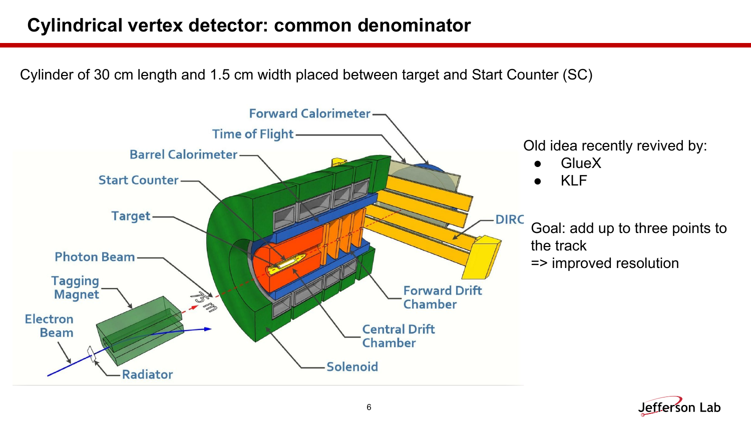# Cylindrical vertex detector: common denominator

Cylinder of 30 cm length and 1.5 cm width placed between target and Start Counter (SC)

Forward Calorimeter

Time of Flight

Barrel Calorimeter

Start Counter

Target

Photon Beam

Tagging Magnet

Electron Beam

Radiator

75 m

DIRC

Forward Drift Chamber

Central Drift Chamber

Solenoid

Old idea recently revived by:

- GlueX
- KLF

Goal: add up to three points to the track
=> improved resolution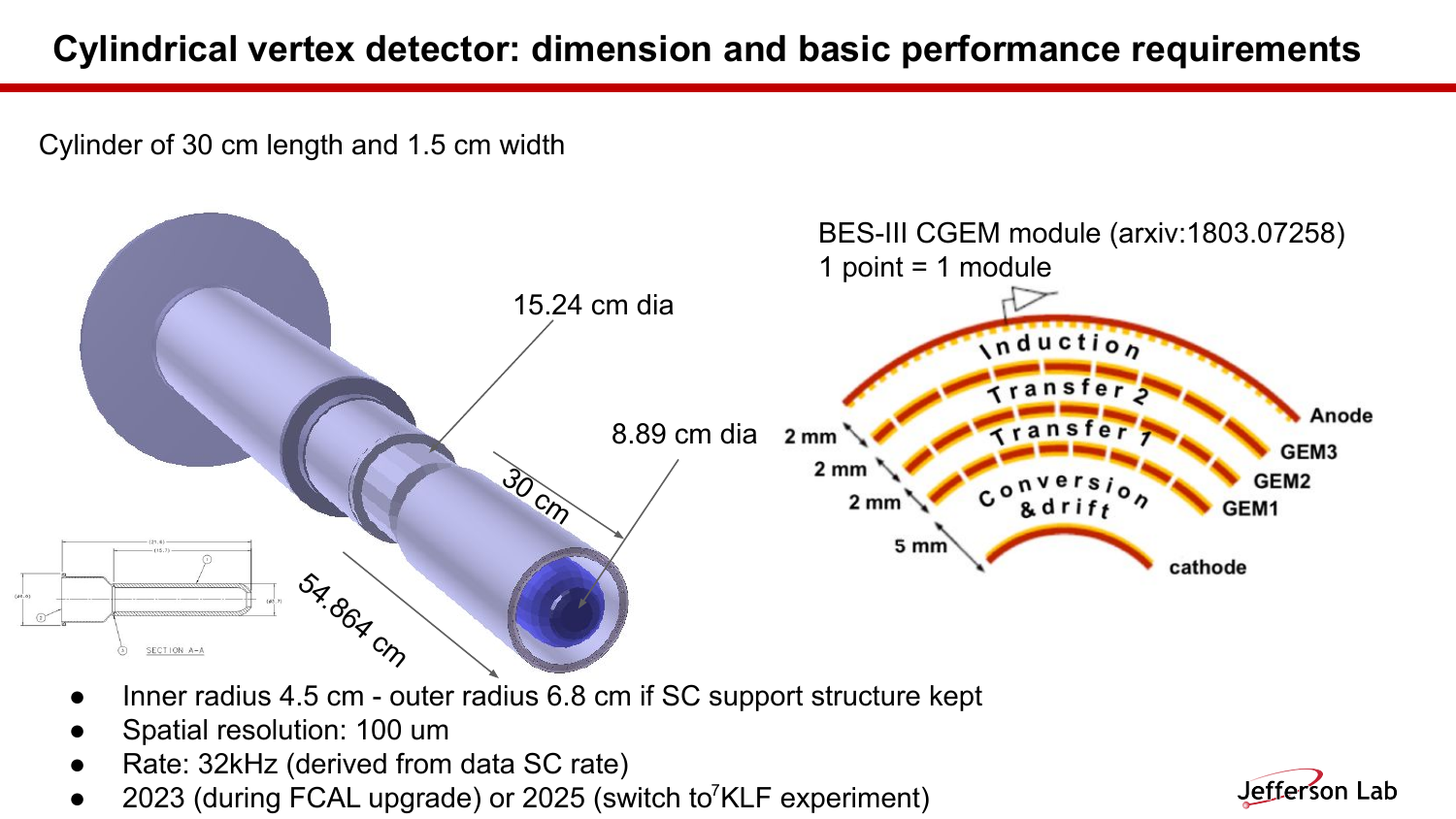# Cylindrical vertex detector: dimension and basic performance requirements

Cylinder of 30 cm length and 1.5 cm width

BES-III CGEM module (arxiv:1803.07258)
1 point = 1 module

- Inner radius 4.5 cm - outer radius 6.8 cm if SC support structure kept
- Spatial resolution: 100 um
- Rate: 32kHz (derived from data SC rate)
- 2023 (during FCAL upgrade) or 2025 (switch to $^7$KLF experiment)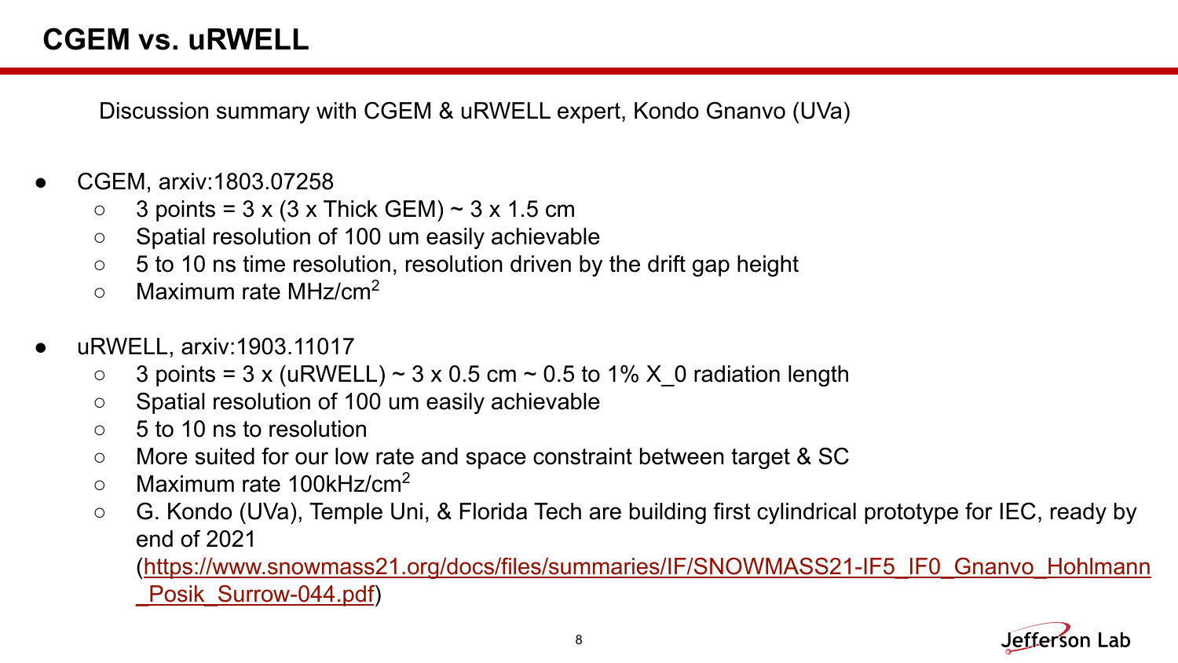# CGEM vs. uRWELL

Discussion summary with CGEM & uRWELL expert, Kondo Gnanvo (UVa)

- CGEM, arxiv:1803.07258
  - 3 points = 3 x (3 x Thick GEM) ~ 3 x 1.5 cm
  - Spatial resolution of 100 um easily achievable
  - 5 to 10 ns time resolution, resolution driven by the drift gap height
  - Maximum rate MHz/cm$^2$
- uRWELL, arxiv:1903.11017
  - 3 points = 3 x (uRWELL) ~ 3 x 0.5 cm ~ 0.5 to 1% X_0 radiation length
  - Spatial resolution of 100 um easily achievable
  - 5 to 10 ns to resolution
  - More suited for our low rate and space constraint between target & SC
  - Maximum rate 100kHz/cm$^2$
  - G. Kondo (UVa), Temple Uni, & Florida Tech are building first cylindrical prototype for IEC, ready by end of 2021 (https://www.snowmass21.org/docs/files/summaries/IF/SNOWMASS21-IF5_IF0_Gnanvo_Hohlmann_Posik_Surrow-044.pdf)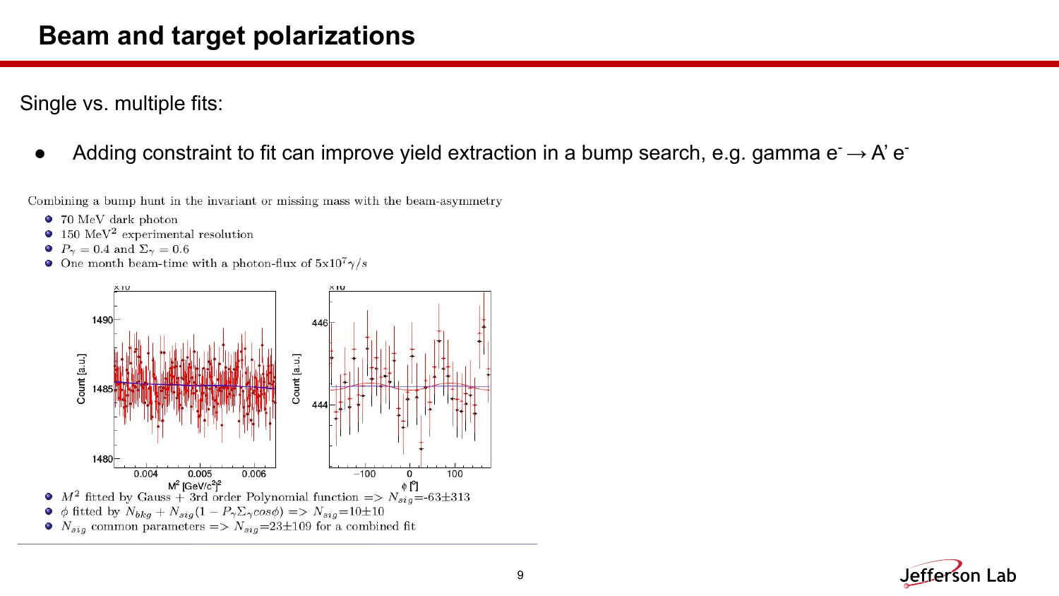# Beam and target polarizations

Single vs. multiple fits:

- Adding constraint to fit can improve yield extraction in a bump search, e.g. gamma $e^- \rightarrow A' e^-$

Combining a bump hunt in the invariant or missing mass with the beam-asymmetry

- 70 MeV dark photon
- 150 $\text{MeV}^2$ experimental resolution
- $P_\gamma = 0.4$ and $\Sigma_\gamma = 0.6$
- One month beam-time with a photon-flux of $5\text{x}10^7 \gamma/s$

- $M^2$ fitted by Gauss + 3rd order Polynomial function => $N_{sig}$=-63±313
- $\phi$ fitted by $N_{bkg} + N_{sig}(1 - P_\gamma \Sigma_\gamma cos\phi)$ => $N_{sig}$=10±10
- $N_{sig}$ common parameters => $N_{sig}$=23±109 for a combined fit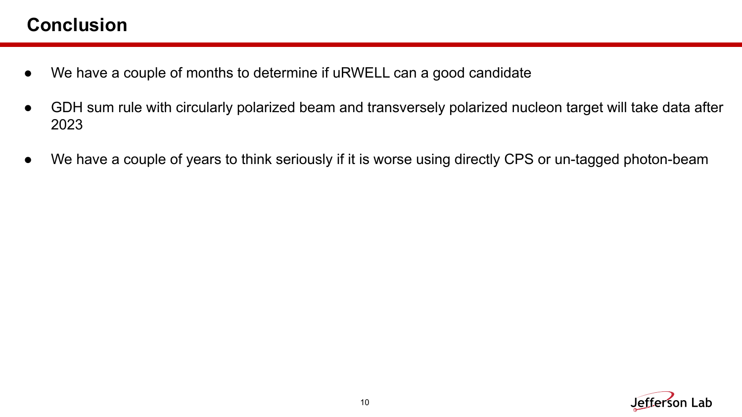# Conclusion

- We have a couple of months to determine if uRWELL can a good candidate
- GDH sum rule with circularly polarized beam and transversely polarized nucleon target will take data after 2023
- We have a couple of years to think seriously if it is worse using directly CPS or un-tagged photon-beam